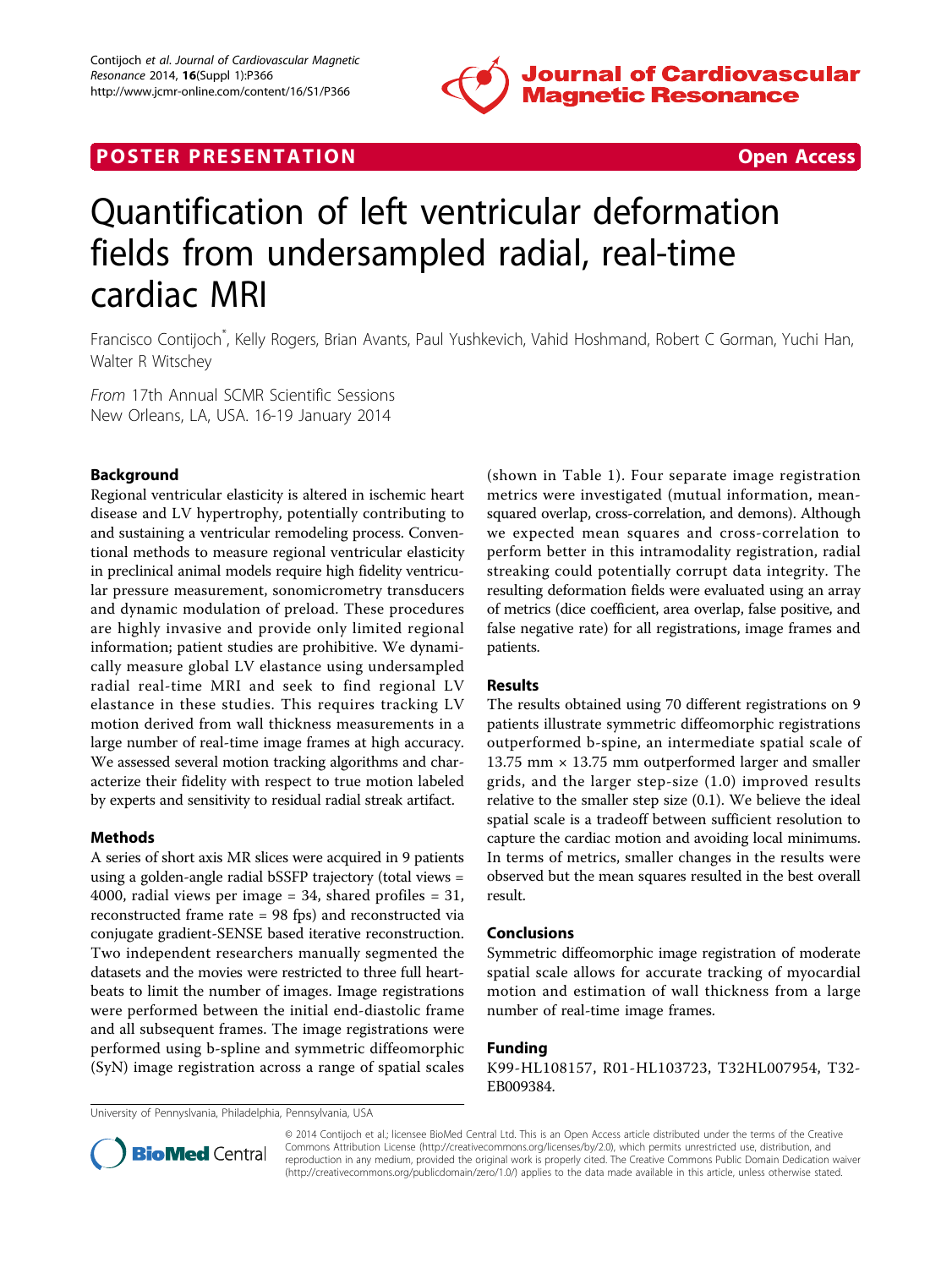POSTER PRESENTATION Open Access

# Quantification of left ventricular deformation fields from undersampled radial, real-time cardiac MRI

Francisco Contijoch*, Kelly Rogers, Brian Avants, Paul Yushkevich, Vahid Hoshmand, Robert C Gorman, Yuchi Han, Walter R Witschey

*From* 17th Annual SCMR Scientific Sessions
New Orleans, LA, USA. 16-19 January 2014

## Background

Regional ventricular elasticity is altered in ischemic heart disease and LV hypertrophy, potentially contributing to and sustaining a ventricular remodeling process. Conventional methods to measure regional ventricular elasticity in preclinical animal models require high fidelity ventricular pressure measurement, sonomicrometry transducers and dynamic modulation of preload. These procedures are highly invasive and provide only limited regional information; patient studies are prohibitive. We dynamically measure global LV elastance using undersampled radial real-time MRI and seek to find regional LV elastance in these studies. This requires tracking LV motion derived from wall thickness measurements in a large number of real-time image frames at high accuracy. We assessed several motion tracking algorithms and characterize their fidelity with respect to true motion labeled by experts and sensitivity to residual radial streak artifact.

## Methods

A series of short axis MR slices were acquired in 9 patients using a golden-angle radial bSSFP trajectory (total views = 4000, radial views per image = 34, shared profiles = 31, reconstructed frame rate = 98 fps) and reconstructed via conjugate gradient-SENSE based iterative reconstruction. Two independent researchers manually segmented the datasets and the movies were restricted to three full heartbeats to limit the number of images. Image registrations were performed between the initial end-diastolic frame and all subsequent frames. The image registrations were performed using b-spline and symmetric diffeomorphic (SyN) image registration across a range of spatial scales (shown in Table 1). Four separate image registration metrics were investigated (mutual information, mean-squared overlap, cross-correlation, and demons). Although we expected mean squares and cross-correlation to perform better in this intramodality registration, radial streaking could potentially corrupt data integrity. The resulting deformation fields were evaluated using an array of metrics (dice coefficient, area overlap, false positive, and false negative rate) for all registrations, image frames and patients.

## Results

The results obtained using 70 different registrations on 9 patients illustrate symmetric diffeomorphic registrations outperformed b-spine, an intermediate spatial scale of 13.75 mm × 13.75 mm outperformed larger and smaller grids, and the larger step-size (1.0) improved results relative to the smaller step size (0.1). We believe the ideal spatial scale is a tradeoff between sufficient resolution to capture the cardiac motion and avoiding local minimums. In terms of metrics, smaller changes in the results were observed but the mean squares resulted in the best overall result.

## Conclusions

Symmetric diffeomorphic image registration of moderate spatial scale allows for accurate tracking of myocardial motion and estimation of wall thickness from a large number of real-time image frames.

## Funding

K99-HL108157, R01-HL103723, T32HL007954, T32-EB009384.

University of Pennsylvania, Philadelphia, Pennsylvania, USA

© 2014 Contijoch et al.; licensee BioMed Central Ltd. This is an Open Access article distributed under the terms of the Creative Commons Attribution License (http://creativecommons.org/licenses/by/2.0), which permits unrestricted use, distribution, and reproduction in any medium, provided the original work is properly cited. The Creative Commons Public Domain Dedication waiver (http://creativecommons.org/publicdomain/zero/1.0/) applies to the data made available in this article, unless otherwise stated.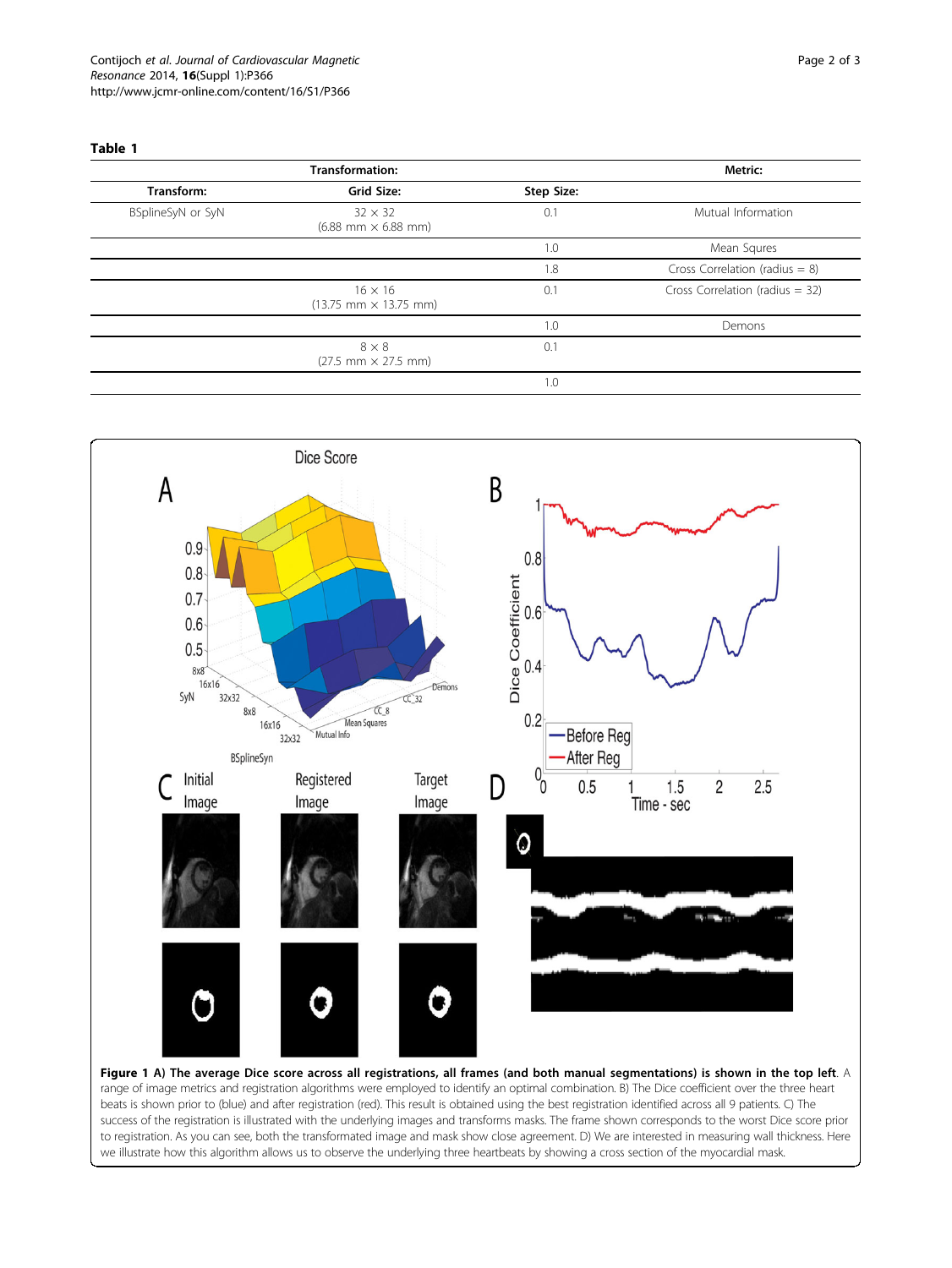**Table 1**

| Transformation: | | | Metric: |
|---|---|---|---|
| Transform: | Grid Size: | Step Size: | |
| BSplineSyN or SyN | 32 × 32 (6.88 mm × 6.88 mm) | 0.1 | Mutual Information |
| | | 1.0 | Mean Squres |
| | | 1.8 | Cross Correlation (radius = 8) |
| | 16 × 16 (13.75 mm × 13.75 mm) | 0.1 | Cross Correlation (radius = 32) |
| | | 1.0 | Demons |
| | 8 × 8 (27.5 mm × 27.5 mm) | 0.1 | |
| | | 1.0 | |

**Figure 1 A) The average Dice score across all registrations, all frames (and both manual segmentations) is shown in the top left**. A range of image metrics and registration algorithms were employed to identify an optimal combination. B) The Dice coefficient over the three heart beats is shown prior to (blue) and after registration (red). This result is obtained using the best registration identified across all 9 patients. C) The success of the registration is illustrated with the underlying images and transforms masks. The frame shown corresponds to the worst Dice score prior to registration. As you can see, both the transformated image and mask show close agreement. D) We are interested in measuring wall thickness. Here we illustrate how this algorithm allows us to observe the underlying three heartbeats by showing a cross section of the myocardial mask.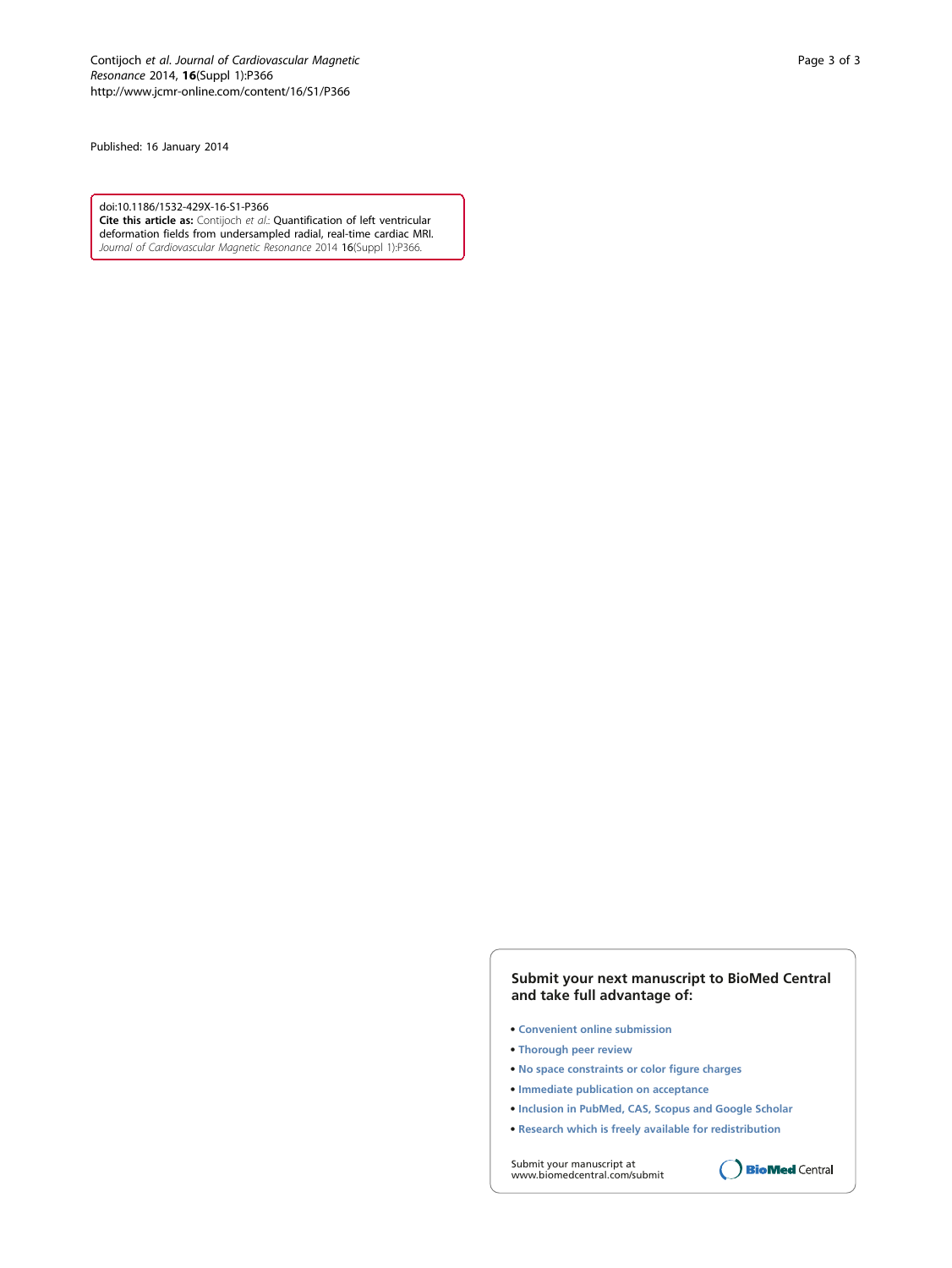Published: 16 January 2014

doi:10.1186/1532-429X-16-S1-P366
**Cite this article as:** Contijoch *et al.*: Quantification of left ventricular deformation fields from undersampled radial, real-time cardiac MRI. *Journal of Cardiovascular Magnetic Resonance* 2014 **16**(Suppl 1):P366.

**Submit your next manuscript to BioMed Central and take full advantage of:**

- **Convenient online submission**
- **Thorough peer review**
- **No space constraints or color figure charges**
- **Immediate publication on acceptance**
- **Inclusion in PubMed, CAS, Scopus and Google Scholar**
- **Research which is freely available for redistribution**

Submit your manuscript at
www.biomedcentral.com/submit

BioMed Central